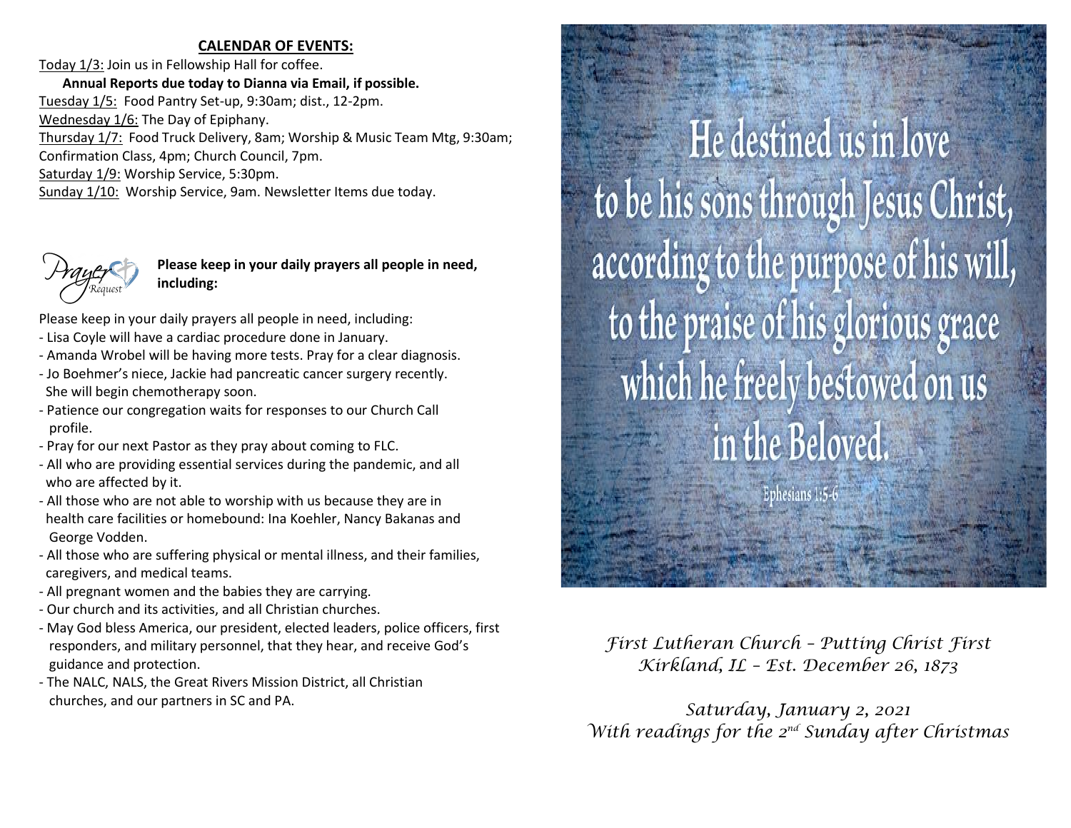**CALENDAR OF EVENTS:**

Today 1/3: Join us in Fellowship Hall for coffee.

**Annual Reports due today to Dianna via Email, if possible.**

Tuesday 1/5: Food Pantry Set-up, 9:30am; dist., 12-2pm.

Wednesday 1/6: The Day of Epiphany.

Thursday 1/7: Food Truck Delivery, 8am; Worship & Music Team Mtg, 9:30am; Confirmation Class, 4pm; Church Council, 7pm.

Saturday 1/9: Worship Service, 5:30pm.

Sunday 1/10: Worship Service, 9am. Newsletter Items due today.

Prayer Request

**Please keep in your daily prayers all people in need, including:**

Please keep in your daily prayers all people in need, including:

- Lisa Coyle will have a cardiac procedure done in January.
- Amanda Wrobel will be having more tests. Pray for a clear diagnosis.
- Jo Boehmer's niece, Jackie had pancreatic cancer surgery recently. She will begin chemotherapy soon.
- Patience our congregation waits for responses to our Church Call profile.
- Pray for our next Pastor as they pray about coming to FLC.
- All who are providing essential services during the pandemic, and all who are affected by it.
- All those who are not able to worship with us because they are in health care facilities or homebound: Ina Koehler, Nancy Bakanas and George Vodden.
- All those who are suffering physical or mental illness, and their families, caregivers, and medical teams.
- All pregnant women and the babies they are carrying.
- Our church and its activities, and all Christian churches.
- May God bless America, our president, elected leaders, police officers, first responders, and military personnel, that they hear, and receive God's guidance and protection.
- The NALC, NALS, the Great Rivers Mission District, all Christian churches, and our partners in SC and PA.

He destined us in love to be his sons through Jesus Christ, according to the purpose of his will, to the praise of his glorious grace which he freely bestowed on us in the Beloved.

Ephesians 1:5-6

*First Lutheran Church – Putting Christ First*
*Kirkland, IL – Est. December 26, 1873*

*Saturday, January 2, 2021*
*With readings for the 2nd Sunday after Christmas*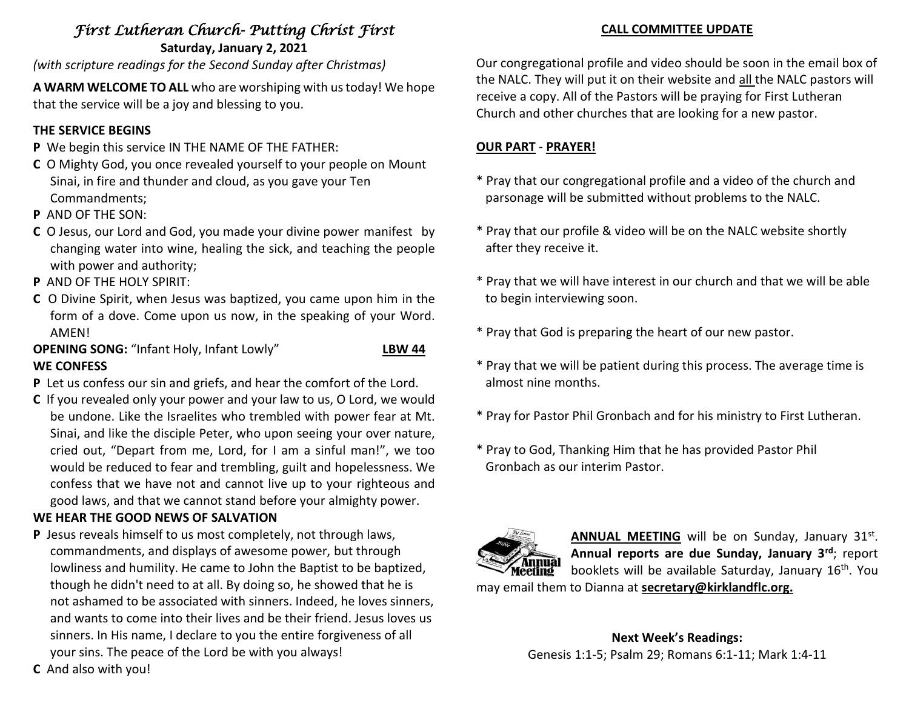# *First Lutheran Church- Putting Christ First*

**Saturday, January 2, 2021**

*(with scripture readings for the Second Sunday after Christmas)*

**A WARM WELCOME TO ALL** who are worshiping with us today! We hope that the service will be a joy and blessing to you.

### THE SERVICE BEGINS

**P** We begin this service IN THE NAME OF THE FATHER:

**C** O Mighty God, you once revealed yourself to your people on Mount Sinai, in fire and thunder and cloud, as you gave your Ten Commandments;

**P** AND OF THE SON:

**C** O Jesus, our Lord and God, you made your divine power manifest by changing water into wine, healing the sick, and teaching the people with power and authority;

**P** AND OF THE HOLY SPIRIT:

**C** O Divine Spirit, when Jesus was baptized, you came upon him in the form of a dove. Come upon us now, in the speaking of your Word. AMEN!

**OPENING SONG:** "Infant Holy, Infant Lowly" **LBW 44**

### WE CONFESS

**P** Let us confess our sin and griefs, and hear the comfort of the Lord.

**C** If you revealed only your power and your law to us, O Lord, we would be undone. Like the Israelites who trembled with power fear at Mt. Sinai, and like the disciple Peter, who upon seeing your over nature, cried out, "Depart from me, Lord, for I am a sinful man!", we too would be reduced to fear and trembling, guilt and hopelessness. We confess that we have not and cannot live up to your righteous and good laws, and that we cannot stand before your almighty power.

### WE HEAR THE GOOD NEWS OF SALVATION

**P** Jesus reveals himself to us most completely, not through laws, commandments, and displays of awesome power, but through lowliness and humility. He came to John the Baptist to be baptized, though he didn't need to at all. By doing so, he showed that he is not ashamed to be associated with sinners. Indeed, he loves sinners, and wants to come into their lives and be their friend. Jesus loves us sinners. In His name, I declare to you the entire forgiveness of all your sins. The peace of the Lord be with you always!

**C** And also with you!

### CALL COMMITTEE UPDATE

Our congregational profile and video should be soon in the email box of the NALC. They will put it on their website and all the NALC pastors will receive a copy. All of the Pastors will be praying for First Lutheran Church and other churches that are looking for a new pastor.

**OUR PART - PRAYER!**

* Pray that our congregational profile and a video of the church and parsonage will be submitted without problems to the NALC.
* Pray that our profile & video will be on the NALC website shortly after they receive it.
* Pray that we will have interest in our church and that we will be able to begin interviewing soon.
* Pray that God is preparing the heart of our new pastor.
* Pray that we will be patient during this process. The average time is almost nine months.
* Pray for Pastor Phil Gronbach and for his ministry to First Lutheran.
* Pray to God, Thanking Him that he has provided Pastor Phil Gronbach as our interim Pastor.

**ANNUAL MEETING** will be on Sunday, January 31st. **Annual reports are due Sunday, January 3rd**; report booklets will be available Saturday, January 16th. You may email them to Dianna at **secretary@kirklandflc.org.**

**Next Week's Readings:**

Genesis 1:1-5; Psalm 29; Romans 6:1-11; Mark 1:4-11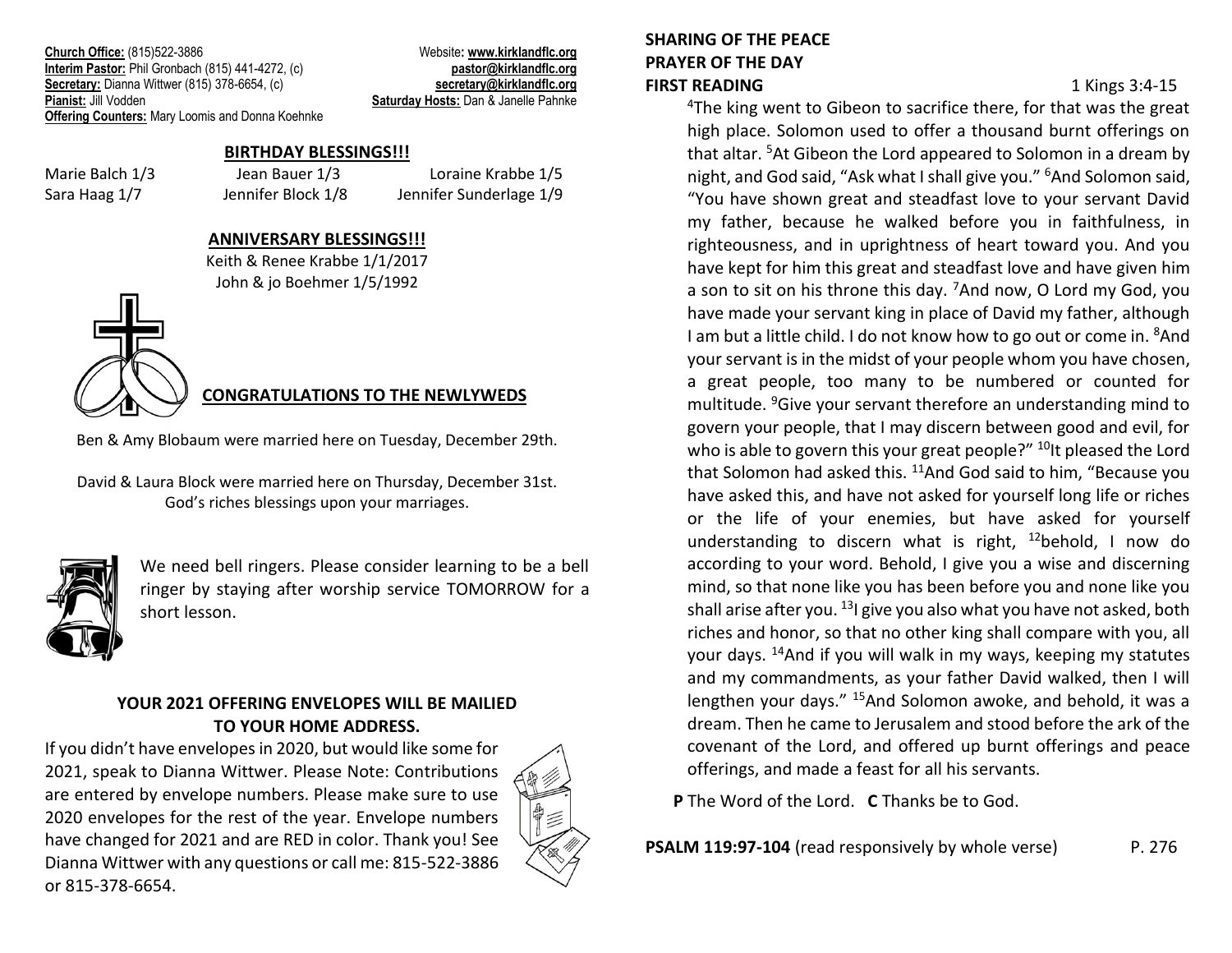**Church Office:** (815)522-3886
**Interim Pastor:** Phil Gronbach (815) 441-4272, (c)
**Secretary:** Dianna Wittwer (815) 378-6654, (c)
**Pianist:** Jill Vodden
**Offering Counters:** Mary Loomis and Donna Koehnke

Website: **www.kirklandflc.org**
**pastor@kirklandflc.org**
**secretary@kirklandflc.org**
**Saturday Hosts:** Dan & Janelle Pahnke

## BIRTHDAY BLESSINGS!!!

| | | |
|---|---|---|
| Marie Balch 1/3 | Jean Bauer 1/3 | Loraine Krabbe 1/5 |
| Sara Haag 1/7 | Jennifer Block 1/8 | Jennifer Sunderlage 1/9 |

## ANNIVERSARY BLESSINGS!!!

Keith & Renee Krabbe 1/1/2017
John & jo Boehmer 1/5/1992

## CONGRATULATIONS TO THE NEWLYWEDS

Ben & Amy Blobaum were married here on Tuesday, December 29th.

David & Laura Block were married here on Thursday, December 31st.
God's riches blessings upon your marriages.

We need bell ringers. Please consider learning to be a bell ringer by staying after worship service TOMORROW for a short lesson.

## YOUR 2021 OFFERING ENVELOPES WILL BE MAILIED TO YOUR HOME ADDRESS.

If you didn't have envelopes in 2020, but would like some for 2021, speak to Dianna Wittwer. Please Note: Contributions are entered by envelope numbers. Please make sure to use 2020 envelopes for the rest of the year. Envelope numbers have changed for 2021 and are RED in color. Thank you! See Dianna Wittwer with any questions or call me: 815-522-3886 or 815-378-6654.

**SHARING OF THE PEACE**

**PRAYER OF THE DAY**

**FIRST READING** 1 Kings 3:4-15

[4]The king went to Gibeon to sacrifice there, for that was the great high place. Solomon used to offer a thousand burnt offerings on that altar. [5]At Gibeon the Lord appeared to Solomon in a dream by night, and God said, "Ask what I shall give you." [6]And Solomon said, "You have shown great and steadfast love to your servant David my father, because he walked before you in faithfulness, in righteousness, and in uprightness of heart toward you. And you have kept for him this great and steadfast love and have given him a son to sit on his throne this day. [7]And now, O Lord my God, you have made your servant king in place of David my father, although I am but a little child. I do not know how to go out or come in. [8]And your servant is in the midst of your people whom you have chosen, a great people, too many to be numbered or counted for multitude. [9]Give your servant therefore an understanding mind to govern your people, that I may discern between good and evil, for who is able to govern this your great people?" [10]It pleased the Lord that Solomon had asked this. [11]And God said to him, "Because you have asked this, and have not asked for yourself long life or riches or the life of your enemies, but have asked for yourself understanding to discern what is right, [12]behold, I now do according to your word. Behold, I give you a wise and discerning mind, so that none like you has been before you and none like you shall arise after you. [13]I give you also what you have not asked, both riches and honor, so that no other king shall compare with you, all your days. [14]And if you will walk in my ways, keeping my statutes and my commandments, as your father David walked, then I will lengthen your days." [15]And Solomon awoke, and behold, it was a dream. Then he came to Jerusalem and stood before the ark of the covenant of the Lord, and offered up burnt offerings and peace offerings, and made a feast for all his servants.

**P** The Word of the Lord. **C** Thanks be to God.

**PSALM 119:97-104** (read responsively by whole verse) P. 276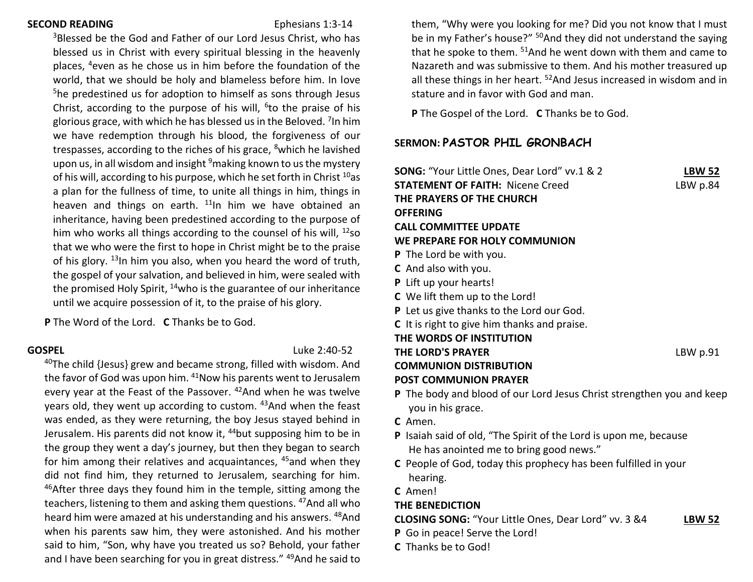**SECOND READING** Ephesians 1:3-14

[3]Blessed be the God and Father of our Lord Jesus Christ, who has blessed us in Christ with every spiritual blessing in the heavenly places, [4]even as he chose us in him before the foundation of the world, that we should be holy and blameless before him. In love [5]he predestined us for adoption to himself as sons through Jesus Christ, according to the purpose of his will, [6]to the praise of his glorious grace, with which he has blessed us in the Beloved. [7]In him we have redemption through his blood, the forgiveness of our trespasses, according to the riches of his grace, [8]which he lavished upon us, in all wisdom and insight [9]making known to us the mystery of his will, according to his purpose, which he set forth in Christ [10]as a plan for the fullness of time, to unite all things in him, things in heaven and things on earth. [11]In him we have obtained an inheritance, having been predestined according to the purpose of him who works all things according to the counsel of his will, [12]so that we who were the first to hope in Christ might be to the praise of his glory. [13]In him you also, when you heard the word of truth, the gospel of your salvation, and believed in him, were sealed with the promised Holy Spirit, [14]who is the guarantee of our inheritance until we acquire possession of it, to the praise of his glory.

**P** The Word of the Lord. **C** Thanks be to God.

**GOSPEL** Luke 2:40-52

[40]The child {Jesus} grew and became strong, filled with wisdom. And the favor of God was upon him. [41]Now his parents went to Jerusalem every year at the Feast of the Passover. [42]And when he was twelve years old, they went up according to custom. [43]And when the feast was ended, as they were returning, the boy Jesus stayed behind in Jerusalem. His parents did not know it, [44]but supposing him to be in the group they went a day's journey, but then they began to search for him among their relatives and acquaintances, [45]and when they did not find him, they returned to Jerusalem, searching for him. [46]After three days they found him in the temple, sitting among the teachers, listening to them and asking them questions. [47]And all who heard him were amazed at his understanding and his answers. [48]And when his parents saw him, they were astonished. And his mother said to him, "Son, why have you treated us so? Behold, your father and I have been searching for you in great distress." [49]And he said to them, "Why were you looking for me? Did you not know that I must be in my Father's house?" [50]And they did not understand the saying that he spoke to them. [51]And he went down with them and came to Nazareth and was submissive to them. And his mother treasured up all these things in her heart. [52]And Jesus increased in wisdom and in stature and in favor with God and man.

**P** The Gospel of the Lord. **C** Thanks be to God.

**SERMON: PASTOR PHIL GRONBACH**

**SONG:** "Your Little Ones, Dear Lord" vv.1 & 2 **LBW 52**

**STATEMENT OF FAITH:** Nicene Creed LBW p.84

**THE PRAYERS OF THE CHURCH**

**OFFERING**

**CALL COMMITTEE UPDATE**

**WE PREPARE FOR HOLY COMMUNION**

**P** The Lord be with you.
**C** And also with you.
**P** Lift up your hearts!
**C** We lift them up to the Lord!
**P** Let us give thanks to the Lord our God.
**C** It is right to give him thanks and praise.

**THE WORDS OF INSTITUTION**

**THE LORD'S PRAYER** LBW p.91

**COMMUNION DISTRIBUTION**

**POST COMMUNION PRAYER**

**P** The body and blood of our Lord Jesus Christ strengthen you and keep you in his grace.
**C** Amen.
**P** Isaiah said of old, "The Spirit of the Lord is upon me, because He has anointed me to bring good news."
**C** People of God, today this prophecy has been fulfilled in your hearing.
**C** Amen!

**THE BENEDICTION**

**CLOSING SONG:** "Your Little Ones, Dear Lord" vv. 3 &4 **LBW 52**

**P** Go in peace! Serve the Lord!
**C** Thanks be to God!